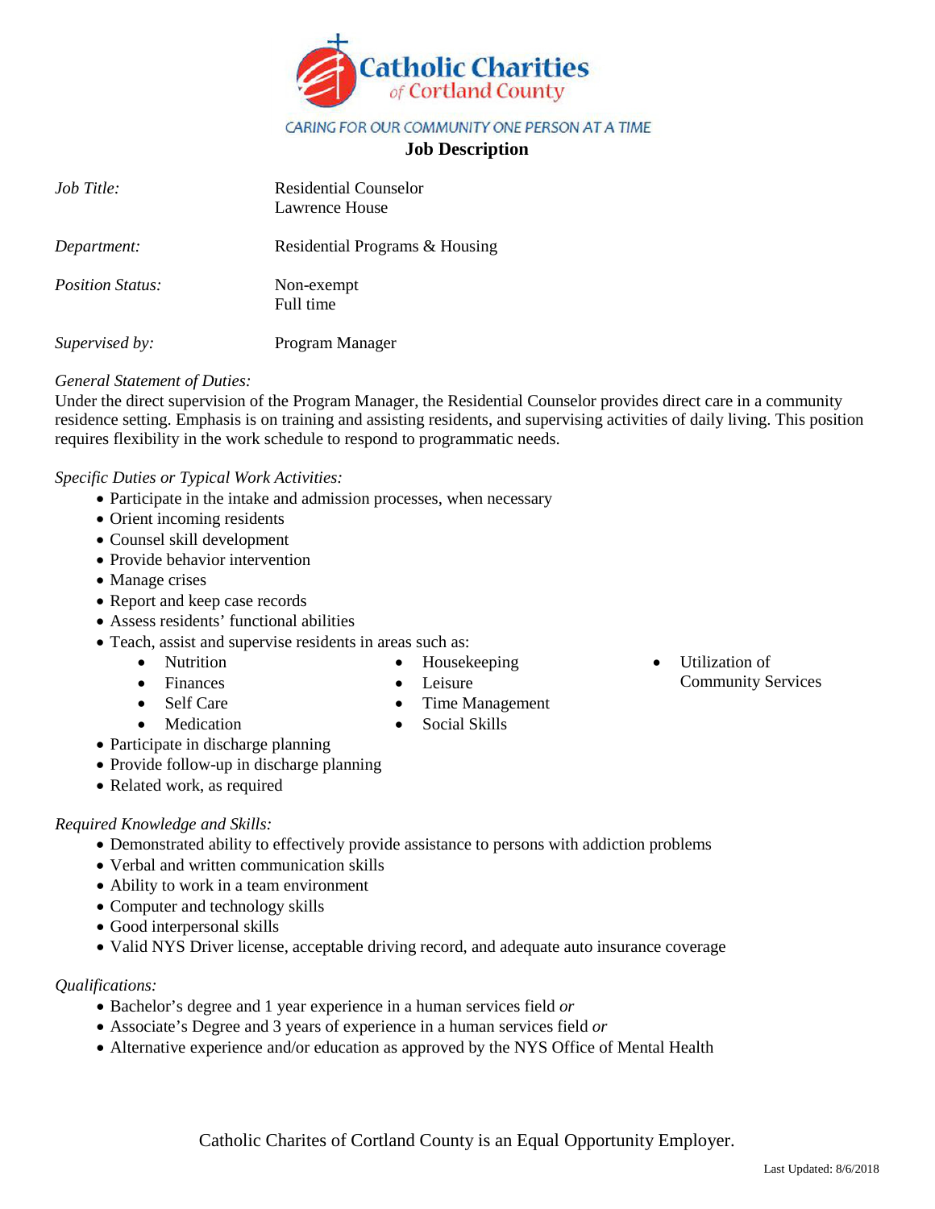# Catholic Charities of Cortland County

CARING FOR OUR COMMUNITY ONE PERSON AT A TIME

## Job Description

| | |
|---|---|
| *Job Title:* | Residential Counselor<br>Lawrence House |
| *Department:* | Residential Programs & Housing |
| *Position Status:* | Non-exempt<br>Full time |
| *Supervised by:* | Program Manager |

*General Statement of Duties:*

Under the direct supervision of the Program Manager, the Residential Counselor provides direct care in a community residence setting. Emphasis is on training and assisting residents, and supervising activities of daily living. This position requires flexibility in the work schedule to respond to programmatic needs.

*Specific Duties or Typical Work Activities:*

- Participate in the intake and admission processes, when necessary
- Orient incoming residents
- Counsel skill development
- Provide behavior intervention
- Manage crises
- Report and keep case records
- Assess residents' functional abilities
- Teach, assist and supervise residents in areas such as:
  - Nutrition
  - Finances
  - Self Care
  - Medication
  - Housekeeping
  - Leisure
  - Time Management
  - Social Skills
  - Utilization of Community Services
- Participate in discharge planning
- Provide follow-up in discharge planning
- Related work, as required

*Required Knowledge and Skills:*

- Demonstrated ability to effectively provide assistance to persons with addiction problems
- Verbal and written communication skills
- Ability to work in a team environment
- Computer and technology skills
- Good interpersonal skills
- Valid NYS Driver license, acceptable driving record, and adequate auto insurance coverage

*Qualifications:*

- Bachelor's degree and 1 year experience in a human services field *or*
- Associate's Degree and 3 years of experience in a human services field *or*
- Alternative experience and/or education as approved by the NYS Office of Mental Health

Catholic Charites of Cortland County is an Equal Opportunity Employer.

Last Updated: 8/6/2018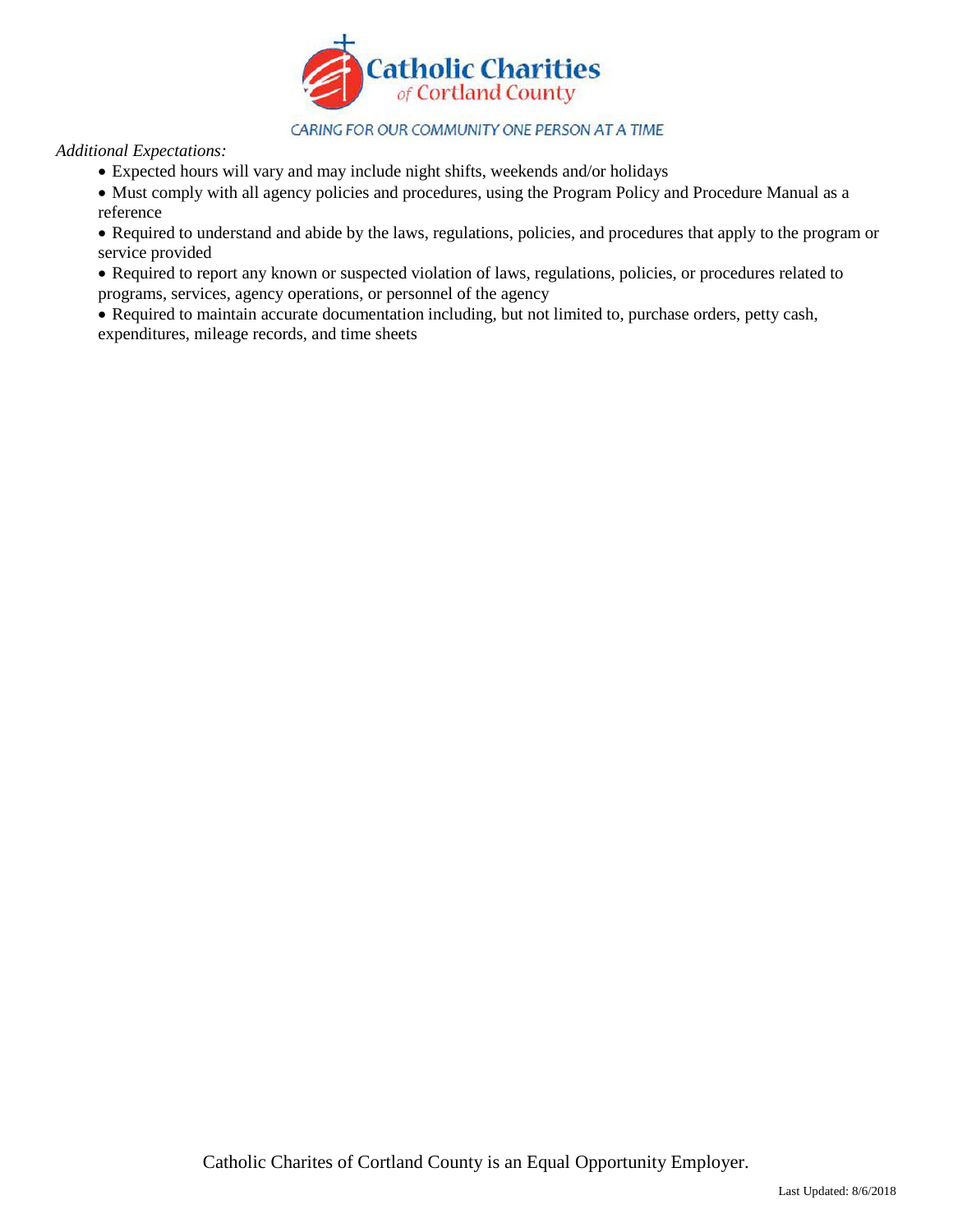*Additional Expectations:*

- Expected hours will vary and may include night shifts, weekends and/or holidays
- Must comply with all agency policies and procedures, using the Program Policy and Procedure Manual as a reference
- Required to understand and abide by the laws, regulations, policies, and procedures that apply to the program or service provided
- Required to report any known or suspected violation of laws, regulations, policies, or procedures related to programs, services, agency operations, or personnel of the agency
- Required to maintain accurate documentation including, but not limited to, purchase orders, petty cash, expenditures, mileage records, and time sheets

Catholic Charites of Cortland County is an Equal Opportunity Employer.

Last Updated: 8/6/2018